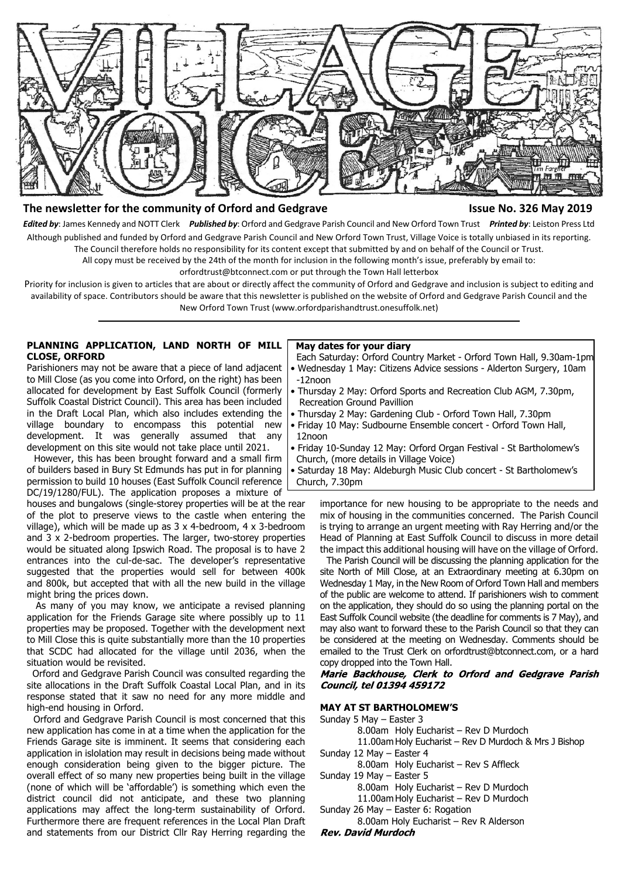# VILLAGE VOICE

**The newsletter for the community of Orford and Gedgrave** **Issue No. 326 May 2019**

***Edited by***: James Kennedy and NOTT Clerk ***Published by***: Orford and Gedgrave Parish Council and New Orford Town Trust ***Printed by***: Leiston Press Ltd

Although published and funded by Orford and Gedgrave Parish Council and New Orford Town Trust, Village Voice is totally unbiased in its reporting. The Council therefore holds no responsibility for its content except that submitted by and on behalf of the Council or Trust.

All copy must be received by the 24th of the month for inclusion in the following month's issue, preferably by email to: orfordtrust@btconnect.com or put through the Town Hall letterbox

Priority for inclusion is given to articles that are about or directly affect the community of Orford and Gedgrave and inclusion is subject to editing and availability of space. Contributors should be aware that this newsletter is published on the website of Orford and Gedgrave Parish Council and the New Orford Town Trust (www.orfordparishandtrust.onesuffolk.net)

---

## PLANNING APPLICATION, LAND NORTH OF MILL CLOSE, ORFORD

Parishioners may not be aware that a piece of land adjacent to Mill Close (as you come into Orford, on the right) has been allocated for development by East Suffolk Council (formerly Suffolk Coastal District Council). This area has been included in the Draft Local Plan, which also includes extending the village boundary to encompass this potential new development. It was generally assumed that any development on this site would not take place until 2021.

However, this has been brought forward and a small firm of builders based in Bury St Edmunds has put in for planning permission to build 10 houses (East Suffolk Council reference DC/19/1280/FUL). The application proposes a mixture of houses and bungalows (single-storey properties will be at the rear of the plot to preserve views to the castle when entering the village), which will be made up as 3 x 4-bedroom, 4 x 3-bedroom and 3 x 2-bedroom properties. The larger, two-storey properties would be situated along Ipswich Road. The proposal is to have 2 entrances into the cul-de-sac. The developer's representative suggested that the properties would sell for between 400k and 800k, but accepted that with all the new build in the village might bring the prices down.

As many of you may know, we anticipate a revised planning application for the Friends Garage site where possibly up to 11 properties may be proposed. Together with the development next to Mill Close this is quite substantially more than the 10 properties that SCDC had allocated for the village until 2036, when the situation would be revisited.

Orford and Gedgrave Parish Council was consulted regarding the site allocations in the Draft Suffolk Coastal Local Plan, and in its response stated that it saw no need for any more middle and high-end housing in Orford.

Orford and Gedgrave Parish Council is most concerned that this new application has come in at a time when the application for the Friends Garage site is imminent. It seems that considering each application in islolation may result in decisions being made without enough consideration being given to the bigger picture. The overall effect of so many new properties being built in the village (none of which will be 'affordable') is something which even the district council did not anticipate, and these two planning applications may affect the long-term sustainability of Orford. Furthermore there are frequent references in the Local Plan Draft and statements from our District Cllr Ray Herring regarding the importance for new housing to be appropriate to the needs and mix of housing in the communities concerned. The Parish Council is trying to arrange an urgent meeting with Ray Herring and/or the Head of Planning at East Suffolk Council to discuss in more detail the impact this additional housing will have on the village of Orford.

The Parish Council will be discussing the planning application for the site North of Mill Close, at an Extraordinary meeting at 6.30pm on Wednesday 1 May, in the New Room of Orford Town Hall and members of the public are welcome to attend. If parishioners wish to comment on the application, they should do so using the planning portal on the East Suffolk Council website (the deadline for comments is 7 May), and may also want to forward these to the Parish Council so that they can be considered at the meeting on Wednesday. Comments should be emailed to the Trust Clerk on orfordtrust@btconnect.com, or a hard copy dropped into the Town Hall.

***Marie Backhouse, Clerk to Orford and Gedgrave Parish Council, tel 01394 459172***

## May dates for your diary

Each Saturday: Orford Country Market - Orford Town Hall, 9.30am-1pm

- Wednesday 1 May: Citizens Advice sessions - Alderton Surgery, 10am -12noon
- Thursday 2 May: Orford Sports and Recreation Club AGM, 7.30pm, Recreation Ground Pavillion
- Thursday 2 May: Gardening Club - Orford Town Hall, 7.30pm
- Friday 10 May: Sudbourne Ensemble concert - Orford Town Hall, 12noon
- Friday 10-Sunday 12 May: Orford Organ Festival - St Bartholomew's Church, (more details in Village Voice)
- Saturday 18 May: Aldeburgh Music Club concert - St Bartholomew's Church, 7.30pm

## MAY AT ST BARTHOLOMEW'S

Sunday 5 May – Easter 3
- 8.00am Holy Eucharist – Rev D Murdoch
- 11.00am Holy Eucharist – Rev D Murdoch & Mrs J Bishop

Sunday 12 May – Easter 4
- 8.00am Holy Eucharist – Rev S Affleck

Sunday 19 May – Easter 5
- 8.00am Holy Eucharist – Rev D Murdoch
- 11.00am Holy Eucharist – Rev D Murdoch

Sunday 26 May – Easter 6: Rogation
- 8.00am Holy Eucharist – Rev R Alderson

***Rev. David Murdoch***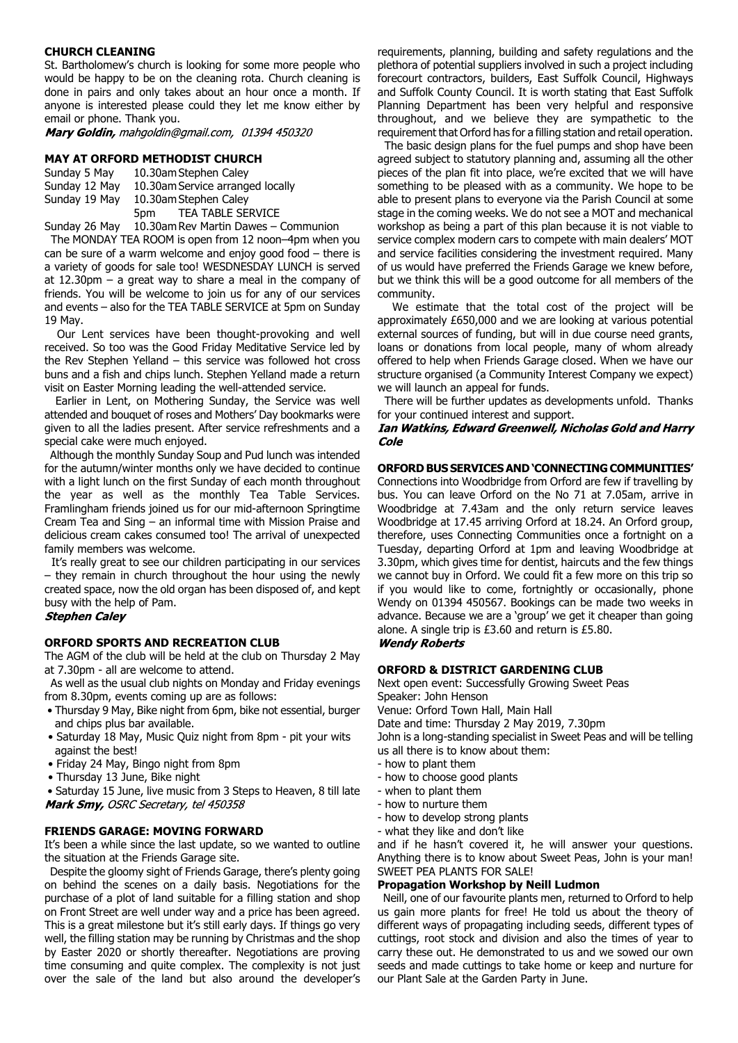## CHURCH CLEANING

St. Bartholomew's church is looking for some more people who would be happy to be on the cleaning rota. Church cleaning is done in pairs and only takes about an hour once a month. If anyone is interested please could they let me know either by email or phone. Thank you.

***Mary Goldin,*** *mahgoldin@gmail.com, 01394 450320*

## MAY AT ORFORD METHODIST CHURCH

| | | |
|---|---|---|
| Sunday 5 May | 10.30am | Stephen Caley |
| Sunday 12 May | 10.30am | Service arranged locally |
| Sunday 19 May | 10.30am | Stephen Caley |
| | 5pm | TEA TABLE SERVICE |
| Sunday 26 May | 10.30am | Rev Martin Dawes – Communion |

The MONDAY TEA ROOM is open from 12 noon–4pm when you can be sure of a warm welcome and enjoy good food – there is a variety of goods for sale too! WESDNESDAY LUNCH is served at 12.30pm – a great way to share a meal in the company of friends. You will be welcome to join us for any of our services and events – also for the TEA TABLE SERVICE at 5pm on Sunday 19 May.

Our Lent services have been thought-provoking and well received. So too was the Good Friday Meditative Service led by the Rev Stephen Yelland – this service was followed hot cross buns and a fish and chips lunch. Stephen Yelland made a return visit on Easter Morning leading the well-attended service.

Earlier in Lent, on Mothering Sunday, the Service was well attended and bouquet of roses and Mothers' Day bookmarks were given to all the ladies present. After service refreshments and a special cake were much enjoyed.

Although the monthly Sunday Soup and Pud lunch was intended for the autumn/winter months only we have decided to continue with a light lunch on the first Sunday of each month throughout the year as well as the monthly Tea Table Services. Framlingham friends joined us for our mid-afternoon Springtime Cream Tea and Sing – an informal time with Mission Praise and delicious cream cakes consumed too! The arrival of unexpected family members was welcome.

It's really great to see our children participating in our services – they remain in church throughout the hour using the newly created space, now the old organ has been disposed of, and kept busy with the help of Pam.

***Stephen Caley***

## ORFORD SPORTS AND RECREATION CLUB

The AGM of the club will be held at the club on Thursday 2 May at 7.30pm - all are welcome to attend.

As well as the usual club nights on Monday and Friday evenings from 8.30pm, events coming up are as follows:

- Thursday 9 May, Bike night from 6pm, bike not essential, burger and chips plus bar available.
- Saturday 18 May, Music Quiz night from 8pm - pit your wits against the best!
- Friday 24 May, Bingo night from 8pm
- Thursday 13 June, Bike night
- Saturday 15 June, live music from 3 Steps to Heaven, 8 till late

***Mark Smy,*** *OSRC Secretary, tel 450358*

## FRIENDS GARAGE: MOVING FORWARD

It's been a while since the last update, so we wanted to outline the situation at the Friends Garage site.

Despite the gloomy sight of Friends Garage, there's plenty going on behind the scenes on a daily basis. Negotiations for the purchase of a plot of land suitable for a filling station and shop on Front Street are well under way and a price has been agreed. This is a great milestone but it's still early days. If things go very well, the filling station may be running by Christmas and the shop by Easter 2020 or shortly thereafter. Negotiations are proving time consuming and quite complex. The complexity is not just over the sale of the land but also around the developer's requirements, planning, building and safety regulations and the plethora of potential suppliers involved in such a project including forecourt contractors, builders, East Suffolk Council, Highways and Suffolk County Council. It is worth stating that East Suffolk Planning Department has been very helpful and responsive throughout, and we believe they are sympathetic to the requirement that Orford has for a filling station and retail operation.

The basic design plans for the fuel pumps and shop have been agreed subject to statutory planning and, assuming all the other pieces of the plan fit into place, we're excited that we will have something to be pleased with as a community. We hope to be able to present plans to everyone via the Parish Council at some stage in the coming weeks. We do not see a MOT and mechanical workshop as being a part of this plan because it is not viable to service complex modern cars to compete with main dealers' MOT and service facilities considering the investment required. Many of us would have preferred the Friends Garage we knew before, but we think this will be a good outcome for all members of the community.

We estimate that the total cost of the project will be approximately £650,000 and we are looking at various potential external sources of funding, but will in due course need grants, loans or donations from local people, many of whom already offered to help when Friends Garage closed. When we have our structure organised (a Community Interest Company we expect) we will launch an appeal for funds.

There will be further updates as developments unfold. Thanks for your continued interest and support.

***Ian Watkins, Edward Greenwell, Nicholas Gold and Harry Cole***

## ORFORD BUS SERVICES AND 'CONNECTING COMMUNITIES'

Connections into Woodbridge from Orford are few if travelling by bus. You can leave Orford on the No 71 at 7.05am, arrive in Woodbridge at 7.43am and the only return service leaves Woodbridge at 17.45 arriving Orford at 18.24. An Orford group, therefore, uses Connecting Communities once a fortnight on a Tuesday, departing Orford at 1pm and leaving Woodbridge at 3.30pm, which gives time for dentist, haircuts and the few things we cannot buy in Orford. We could fit a few more on this trip so if you would like to come, fortnightly or occasionally, phone Wendy on 01394 450567. Bookings can be made two weeks in advance. Because we are a 'group' we get it cheaper than going alone. A single trip is £3.60 and return is £5.80.

***Wendy Roberts***

## ORFORD & DISTRICT GARDENING CLUB

Next open event: Successfully Growing Sweet Peas
Speaker: John Henson
Venue: Orford Town Hall, Main Hall
Date and time: Thursday 2 May 2019, 7.30pm

John is a long-standing specialist in Sweet Peas and will be telling us all there is to know about them:

- how to plant them
- how to choose good plants
- when to plant them
- how to nurture them
- how to develop strong plants
- what they like and don't like

and if he hasn't covered it, he will answer your questions. Anything there is to know about Sweet Peas, John is your man! SWEET PEA PLANTS FOR SALE!

### Propagation Workshop by Neill Ludmon

Neill, one of our favourite plants men, returned to Orford to help us gain more plants for free! He told us about the theory of different ways of propagating including seeds, different types of cuttings, root stock and division and also the times of year to carry these out. He demonstrated to us and we sowed our own seeds and made cuttings to take home or keep and nurture for our Plant Sale at the Garden Party in June.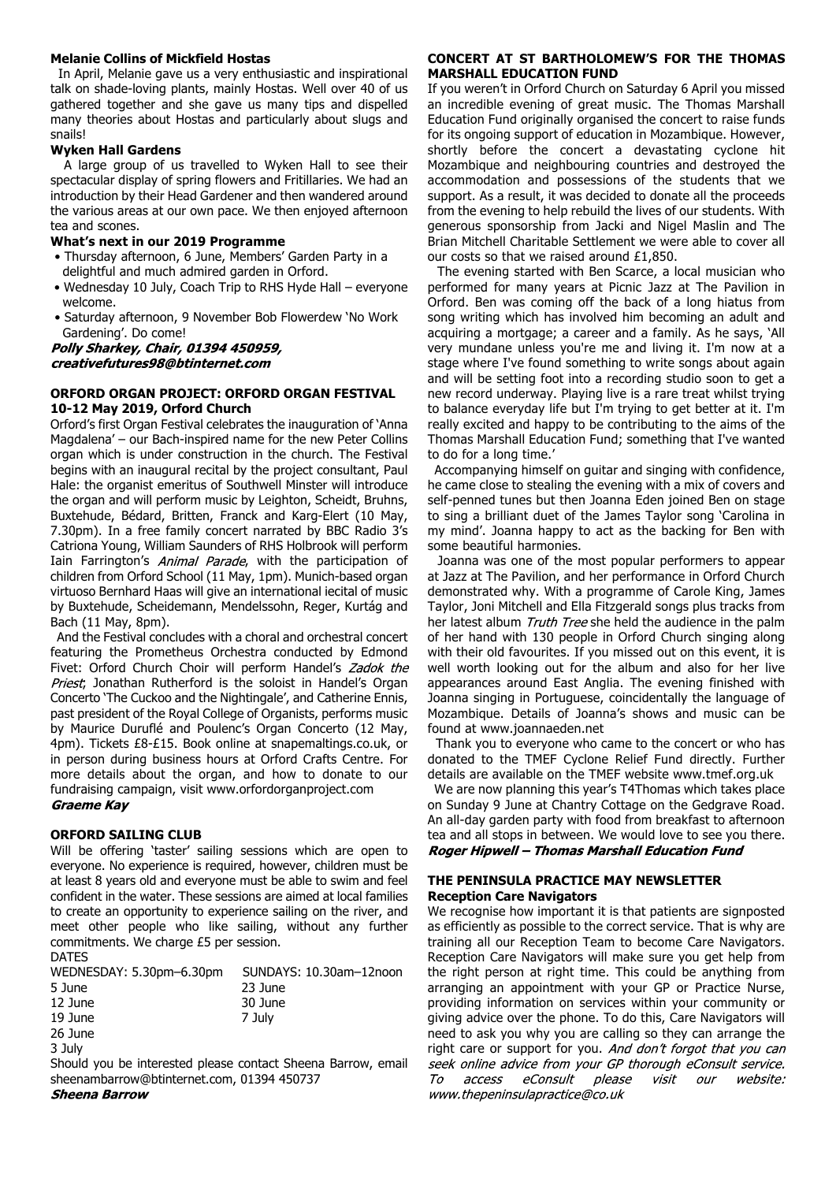**Melanie Collins of Mickfield Hostas**

In April, Melanie gave us a very enthusiastic and inspirational talk on shade-loving plants, mainly Hostas. Well over 40 of us gathered together and she gave us many tips and dispelled many theories about Hostas and particularly about slugs and snails!

**Wyken Hall Gardens**

A large group of us travelled to Wyken Hall to see their spectacular display of spring flowers and Fritillaries. We had an introduction by their Head Gardener and then wandered around the various areas at our own pace. We then enjoyed afternoon tea and scones.

**What's next in our 2019 Programme**

- Thursday afternoon, 6 June, Members' Garden Party in a delightful and much admired garden in Orford.
- Wednesday 10 July, Coach Trip to RHS Hyde Hall – everyone welcome.
- Saturday afternoon, 9 November Bob Flowerdew 'No Work Gardening'. Do come!

***Polly Sharkey, Chair, 01394 450959, creativefutures98@btinternet.com***

**ORFORD ORGAN PROJECT: ORFORD ORGAN FESTIVAL 10-12 May 2019, Orford Church**

Orford's first Organ Festival celebrates the inauguration of 'Anna Magdalena' – our Bach-inspired name for the new Peter Collins organ which is under construction in the church. The Festival begins with an inaugural recital by the project consultant, Paul Hale: the organist emeritus of Southwell Minster will introduce the organ and will perform music by Leighton, Scheidt, Bruhns, Buxtehude, Bédard, Britten, Franck and Karg-Elert (10 May, 7.30pm). In a free family concert narrated by BBC Radio 3's Catriona Young, William Saunders of RHS Holbrook will perform Iain Farrington's *Animal Parade*, with the participation of children from Orford School (11 May, 1pm). Munich-based organ virtuoso Bernhard Haas will give an international iecital of music by Buxtehude, Scheidemann, Mendelssohn, Reger, Kurtág and Bach (11 May, 8pm).

And the Festival concludes with a choral and orchestral concert featuring the Prometheus Orchestra conducted by Edmond Fivet: Orford Church Choir will perform Handel's *Zadok the Priest*; Jonathan Rutherford is the soloist in Handel's Organ Concerto 'The Cuckoo and the Nightingale', and Catherine Ennis, past president of the Royal College of Organists, performs music by Maurice Duruflé and Poulenc's Organ Concerto (12 May, 4pm). Tickets £8-£15. Book online at snapemaltings.co.uk, or in person during business hours at Orford Crafts Centre. For more details about the organ, and how to donate to our fundraising campaign, visit www.orfordorganproject.com

***Graeme Kay***

**ORFORD SAILING CLUB**

Will be offering 'taster' sailing sessions which are open to everyone. No experience is required, however, children must be at least 8 years old and everyone must be able to swim and feel confident in the water. These sessions are aimed at local families to create an opportunity to experience sailing on the river, and meet other people who like sailing, without any further commitments. We charge £5 per session.

DATES

| WEDNESDAY: 5.30pm–6.30pm | SUNDAYS: 10.30am–12noon |
|---|---|
| 5 June | 23 June |
| 12 June | 30 June |
| 19 June | 7 July |
| 26 June | |
| 3 July | |

Should you be interested please contact Sheena Barrow, email sheenambarrow@btinternet.com, 01394 450737

***Sheena Barrow***

**CONCERT AT ST BARTHOLOMEW'S FOR THE THOMAS MARSHALL EDUCATION FUND**

If you weren't in Orford Church on Saturday 6 April you missed an incredible evening of great music. The Thomas Marshall Education Fund originally organised the concert to raise funds for its ongoing support of education in Mozambique. However, shortly before the concert a devastating cyclone hit Mozambique and neighbouring countries and destroyed the accommodation and possessions of the students that we support. As a result, it was decided to donate all the proceeds from the evening to help rebuild the lives of our students. With generous sponsorship from Jacki and Nigel Maslin and The Brian Mitchell Charitable Settlement we were able to cover all our costs so that we raised around £1,850.

The evening started with Ben Scarce, a local musician who performed for many years at Picnic Jazz at The Pavilion in Orford. Ben was coming off the back of a long hiatus from song writing which has involved him becoming an adult and acquiring a mortgage; a career and a family. As he says, 'All very mundane unless you're me and living it. I'm now at a stage where I've found something to write songs about again and will be setting foot into a recording studio soon to get a new record underway. Playing live is a rare treat whilst trying to balance everyday life but I'm trying to get better at it. I'm really excited and happy to be contributing to the aims of the Thomas Marshall Education Fund; something that I've wanted to do for a long time.'

Accompanying himself on guitar and singing with confidence, he came close to stealing the evening with a mix of covers and self-penned tunes but then Joanna Eden joined Ben on stage to sing a brilliant duet of the James Taylor song 'Carolina in my mind'. Joanna happy to act as the backing for Ben with some beautiful harmonies.

Joanna was one of the most popular performers to appear at Jazz at The Pavilion, and her performance in Orford Church demonstrated why. With a programme of Carole King, James Taylor, Joni Mitchell and Ella Fitzgerald songs plus tracks from her latest album *Truth Tree* she held the audience in the palm of her hand with 130 people in Orford Church singing along with their old favourites. If you missed out on this event, it is well worth looking out for the album and also for her live appearances around East Anglia. The evening finished with Joanna singing in Portuguese, coincidentally the language of Mozambique. Details of Joanna's shows and music can be found at www.joannaeden.net

Thank you to everyone who came to the concert or who has donated to the TMEF Cyclone Relief Fund directly. Further details are available on the TMEF website www.tmef.org.uk

We are now planning this year's T4Thomas which takes place on Sunday 9 June at Chantry Cottage on the Gedgrave Road. An all-day garden party with food from breakfast to afternoon tea and all stops in between. We would love to see you there.

***Roger Hipwell – Thomas Marshall Education Fund***

**THE PENINSULA PRACTICE MAY NEWSLETTER**
**Reception Care Navigators**

We recognise how important it is that patients are signposted as efficiently as possible to the correct service. That is why are training all our Reception Team to become Care Navigators. Reception Care Navigators will make sure you get help from the right person at right time. This could be anything from arranging an appointment with your GP or Practice Nurse, providing information on services within your community or giving advice over the phone. To do this, Care Navigators will need to ask you why you are calling so they can arrange the right care or support for you. *And don't forgot that you can seek online advice from your GP thorough eConsult service. To access eConsult please visit our website: www.thepeninsulapractice@co.uk*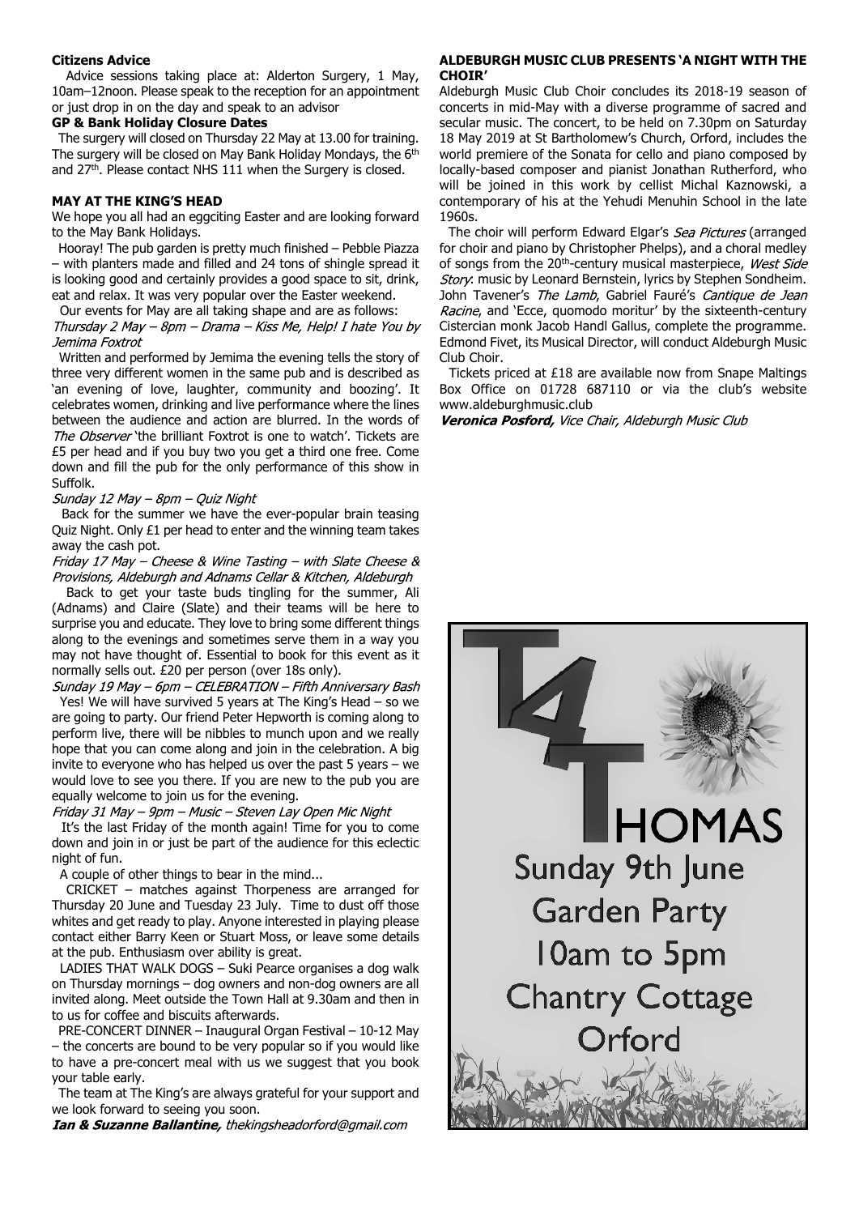**Citizens Advice**

Advice sessions taking place at: Alderton Surgery, 1 May, 10am–12noon. Please speak to the reception for an appointment or just drop in on the day and speak to an advisor

**GP & Bank Holiday Closure Dates**

The surgery will closed on Thursday 22 May at 13.00 for training. The surgery will be closed on May Bank Holiday Mondays, the 6th and 27th. Please contact NHS 111 when the Surgery is closed.

**MAY AT THE KING'S HEAD**

We hope you all had an eggciting Easter and are looking forward to the May Bank Holidays.

Hooray! The pub garden is pretty much finished – Pebble Piazza – with planters made and filled and 24 tons of shingle spread it is looking good and certainly provides a good space to sit, drink, eat and relax. It was very popular over the Easter weekend.

Our events for May are all taking shape and are as follows:

*Thursday 2 May – 8pm – Drama – Kiss Me, Help! I hate You by Jemima Foxtrot*

Written and performed by Jemima the evening tells the story of three very different women in the same pub and is described as 'an evening of love, laughter, community and boozing'. It celebrates women, drinking and live performance where the lines between the audience and action are blurred. In the words of *The Observer* 'the brilliant Foxtrot is one to watch'. Tickets are £5 per head and if you buy two you get a third one free. Come down and fill the pub for the only performance of this show in Suffolk.

*Sunday 12 May – 8pm – Quiz Night*

Back for the summer we have the ever-popular brain teasing Quiz Night. Only £1 per head to enter and the winning team takes away the cash pot.

*Friday 17 May – Cheese & Wine Tasting – with Slate Cheese & Provisions, Aldeburgh and Adnams Cellar & Kitchen, Aldeburgh*

Back to get your taste buds tingling for the summer, Ali (Adnams) and Claire (Slate) and their teams will be here to surprise you and educate. They love to bring some different things along to the evenings and sometimes serve them in a way you may not have thought of. Essential to book for this event as it normally sells out. £20 per person (over 18s only).

*Sunday 19 May – 6pm – CELEBRATION – Fifth Anniversary Bash*

Yes! We will have survived 5 years at The King's Head – so we are going to party. Our friend Peter Hepworth is coming along to perform live, there will be nibbles to munch upon and we really hope that you can come along and join in the celebration. A big invite to everyone who has helped us over the past 5 years – we would love to see you there. If you are new to the pub you are equally welcome to join us for the evening.

*Friday 31 May – 9pm – Music – Steven Lay Open Mic Night*

It's the last Friday of the month again! Time for you to come down and join in or just be part of the audience for this eclectic night of fun.

A couple of other things to bear in the mind...

CRICKET – matches against Thorpeness are arranged for Thursday 20 June and Tuesday 23 July. Time to dust off those whites and get ready to play. Anyone interested in playing please contact either Barry Keen or Stuart Moss, or leave some details at the pub. Enthusiasm over ability is great.

LADIES THAT WALK DOGS – Suki Pearce organises a dog walk on Thursday mornings – dog owners and non-dog owners are all invited along. Meet outside the Town Hall at 9.30am and then in to us for coffee and biscuits afterwards.

PRE-CONCERT DINNER – Inaugural Organ Festival – 10-12 May – the concerts are bound to be very popular so if you would like to have a pre-concert meal with us we suggest that you book your table early.

The team at The King's are always grateful for your support and we look forward to seeing you soon.

***Ian & Suzanne Ballantine,*** *thekingsheadorford@gmail.com*

**ALDEBURGH MUSIC CLUB PRESENTS 'A NIGHT WITH THE CHOIR'**

Aldeburgh Music Club Choir concludes its 2018-19 season of concerts in mid-May with a diverse programme of sacred and secular music. The concert, to be held on 7.30pm on Saturday 18 May 2019 at St Bartholomew's Church, Orford, includes the world premiere of the Sonata for cello and piano composed by locally-based composer and pianist Jonathan Rutherford, who will be joined in this work by cellist Michal Kaznowski, a contemporary of his at the Yehudi Menuhin School in the late 1960s.

The choir will perform Edward Elgar's *Sea Pictures* (arranged for choir and piano by Christopher Phelps), and a choral medley of songs from the 20th-century musical masterpiece, *West Side Story*: music by Leonard Bernstein, lyrics by Stephen Sondheim. John Tavener's *The Lamb*, Gabriel Fauré's *Cantique de Jean Racine*, and 'Ecce, quomodo moritur' by the sixteenth-century Cistercian monk Jacob Handl Gallus, complete the programme. Edmond Fivet, its Musical Director, will conduct Aldeburgh Music Club Choir.

Tickets priced at £18 are available now from Snape Maltings Box Office on 01728 687110 or via the club's website www.aldeburghmusic.club

***Veronica Posford,*** *Vice Chair, Aldeburgh Music Club*

T4THOMAS

Sunday 9th June

Garden Party

10am to 5pm

Chantry Cottage

Orford